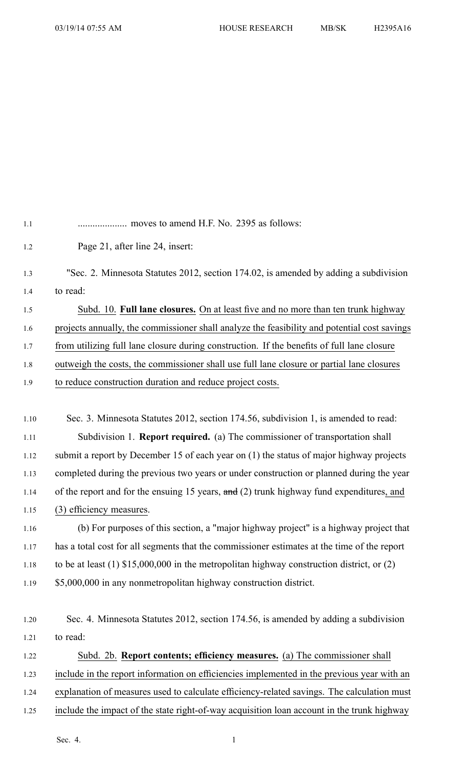.................... moves to amend H.F. No. 2395 as follows:

Page 21, after line 24, insert:

"Sec. 2. Minnesota Statutes 2012, section 174.02, is amended by adding a subdivision to read:

Subd. 10. **Full lane closures.** On at least five and no more than ten trunk highway projects annually, the commissioner shall analyze the feasibility and potential cost savings from utilizing full lane closure during construction. If the benefits of full lane closure outweigh the costs, the commissioner shall use full lane closure or partial lane closures to reduce construction duration and reduce project costs.

Sec. 3. Minnesota Statutes 2012, section 174.56, subdivision 1, is amended to read:

Subdivision 1. **Report required.** (a) The commissioner of transportation shall submit a report by December 15 of each year on (1) the status of major highway projects completed during the previous two years or under construction or planned during the year of the report and for the ensuing 15 years, ~~and~~ (2) trunk highway fund expenditures, and (3) efficiency measures.

(b) For purposes of this section, a "major highway project" is a highway project that has a total cost for all segments that the commissioner estimates at the time of the report to be at least (1) $15,000,000 in the metropolitan highway construction district, or (2) $5,000,000 in any nonmetropolitan highway construction district.

Sec. 4. Minnesota Statutes 2012, section 174.56, is amended by adding a subdivision to read:

Subd. 2b. **Report contents; efficiency measures.** (a) The commissioner shall include in the report information on efficiencies implemented in the previous year with an explanation of measures used to calculate efficiency-related savings. The calculation must include the impact of the state right-of-way acquisition loan account in the trunk highway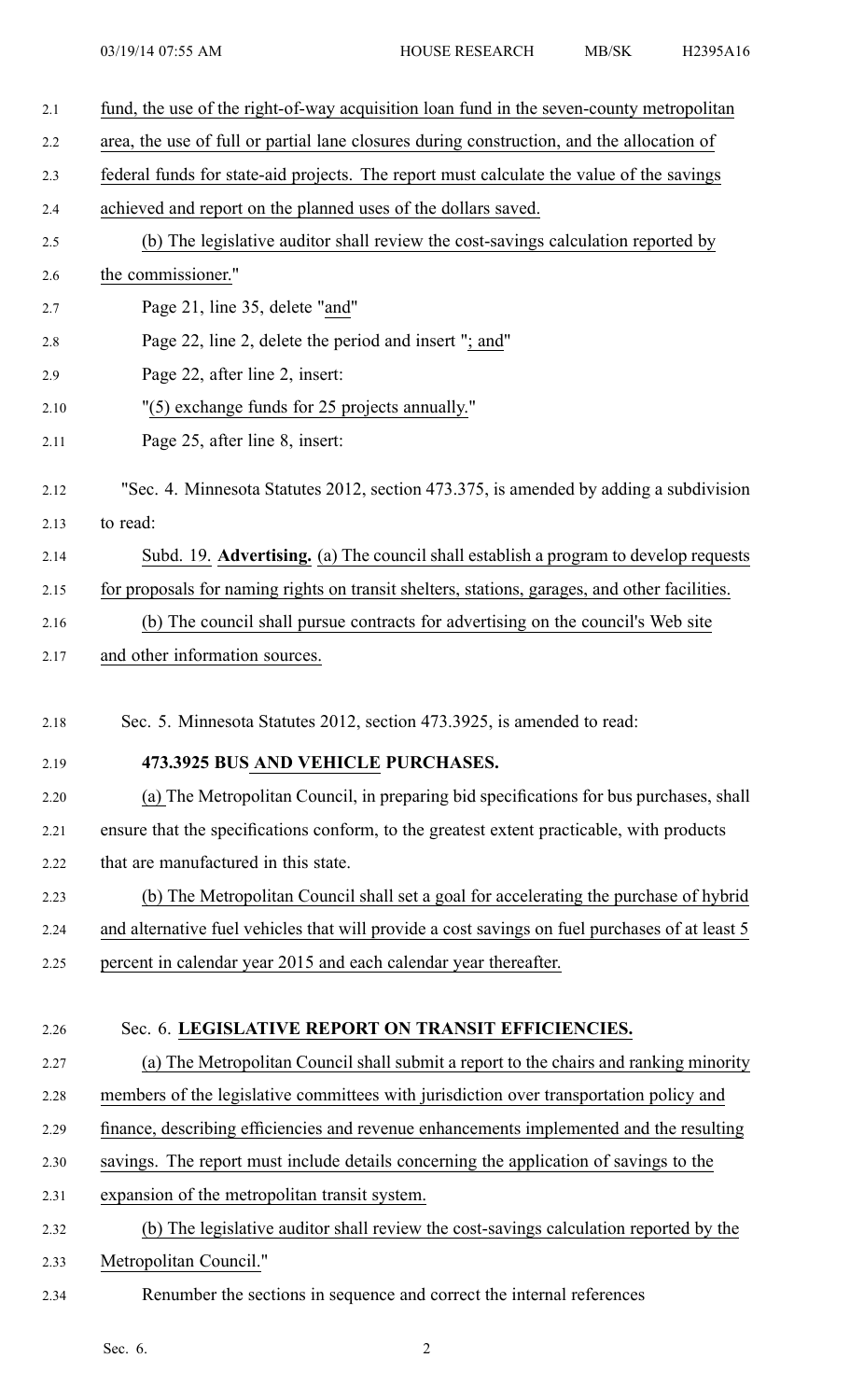fund, the use of the right-of-way acquisition loan fund in the seven-county metropolitan area, the use of full or partial lane closures during construction, and the allocation of federal funds for state-aid projects. The report must calculate the value of the savings achieved and report on the planned uses of the dollars saved.

(b) The legislative auditor shall review the cost-savings calculation reported by the commissioner."

Page 21, line 35, delete "and"

Page 22, line 2, delete the period and insert "; and"

Page 22, after line 2, insert:

"(5) exchange funds for 25 projects annually."

Page 25, after line 8, insert:

"Sec. 4. Minnesota Statutes 2012, section 473.375, is amended by adding a subdivision to read:

Subd. 19. **Advertising.** (a) The council shall establish a program to develop requests for proposals for naming rights on transit shelters, stations, garages, and other facilities.

(b) The council shall pursue contracts for advertising on the council's Web site and other information sources.

Sec. 5. Minnesota Statutes 2012, section 473.3925, is amended to read:

**473.3925 BUS AND VEHICLE PURCHASES.**

(a) The Metropolitan Council, in preparing bid specifications for bus purchases, shall ensure that the specifications conform, to the greatest extent practicable, with products that are manufactured in this state.

(b) The Metropolitan Council shall set a goal for accelerating the purchase of hybrid and alternative fuel vehicles that will provide a cost savings on fuel purchases of at least 5 percent in calendar year 2015 and each calendar year thereafter.

Sec. 6. **LEGISLATIVE REPORT ON TRANSIT EFFICIENCIES.**

(a) The Metropolitan Council shall submit a report to the chairs and ranking minority members of the legislative committees with jurisdiction over transportation policy and finance, describing efficiencies and revenue enhancements implemented and the resulting savings. The report must include details concerning the application of savings to the expansion of the metropolitan transit system.

(b) The legislative auditor shall review the cost-savings calculation reported by the Metropolitan Council."

Renumber the sections in sequence and correct the internal references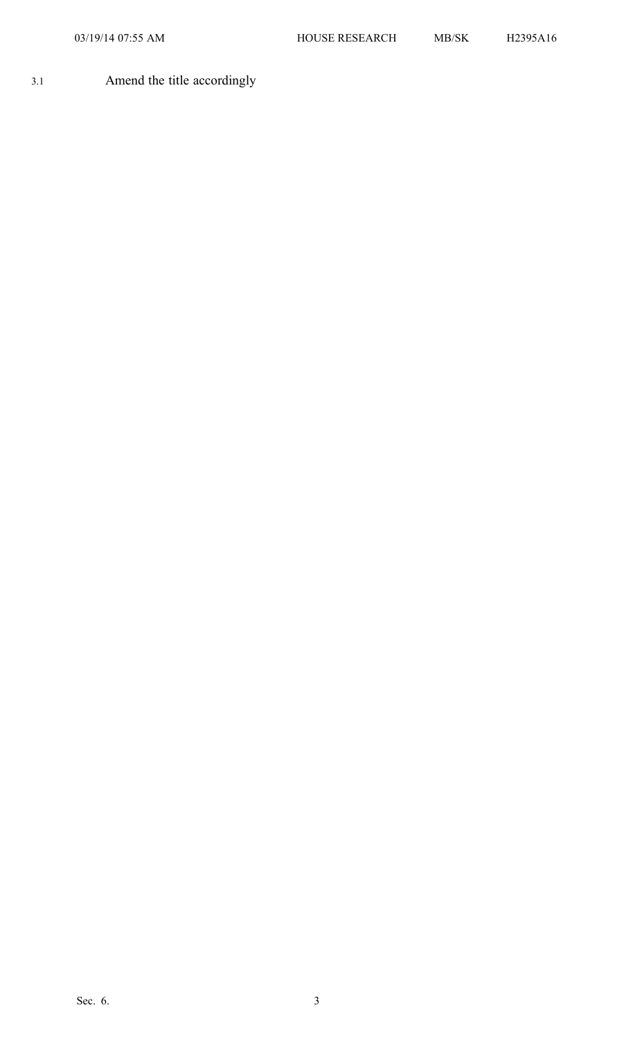Amend the title accordingly